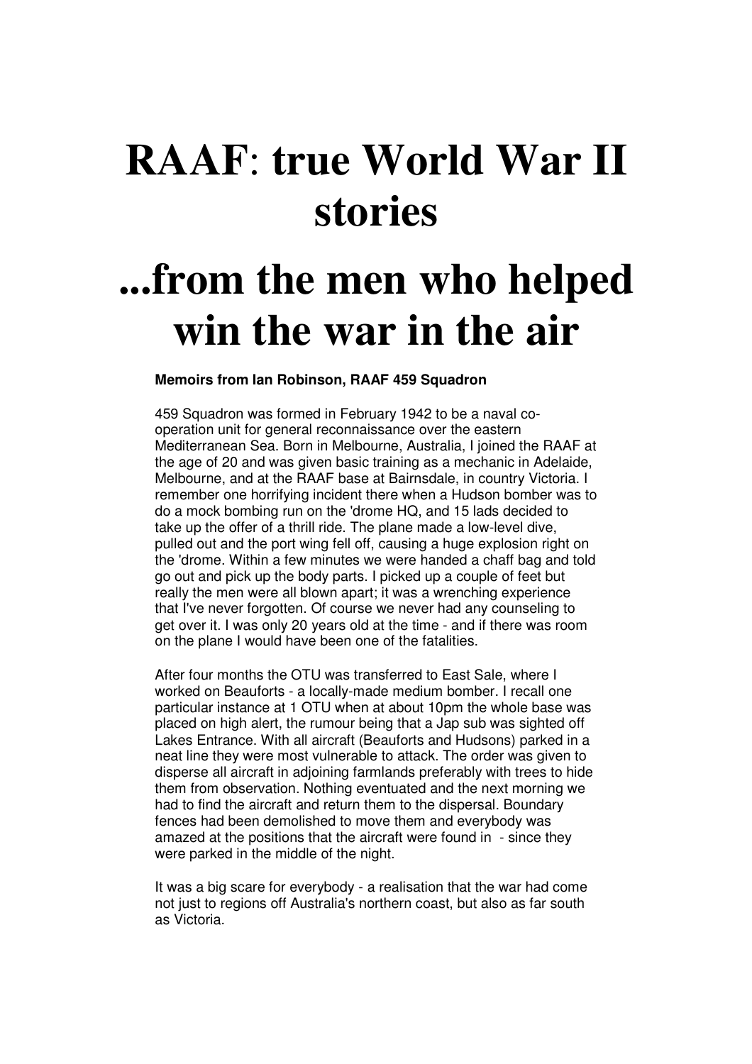# RAAF: true World War II stories

# ...from the men who helped win the war in the air

**Memoirs from Ian Robinson, RAAF 459 Squadron**

459 Squadron was formed in February 1942 to be a naval co-operation unit for general reconnaissance over the eastern Mediterranean Sea. Born in Melbourne, Australia, I joined the RAAF at the age of 20 and was given basic training as a mechanic in Adelaide, Melbourne, and at the RAAF base at Bairnsdale, in country Victoria. I remember one horrifying incident there when a Hudson bomber was to do a mock bombing run on the 'drome HQ, and 15 lads decided to take up the offer of a thrill ride. The plane made a low-level dive, pulled out and the port wing fell off, causing a huge explosion right on the 'drome. Within a few minutes we were handed a chaff bag and told go out and pick up the body parts. I picked up a couple of feet but really the men were all blown apart; it was a wrenching experience that I've never forgotten. Of course we never had any counseling to get over it. I was only 20 years old at the time - and if there was room on the plane I would have been one of the fatalities.

After four months the OTU was transferred to East Sale, where I worked on Beauforts - a locally-made medium bomber. I recall one particular instance at 1 OTU when at about 10pm the whole base was placed on high alert, the rumour being that a Jap sub was sighted off Lakes Entrance. With all aircraft (Beauforts and Hudsons) parked in a neat line they were most vulnerable to attack. The order was given to disperse all aircraft in adjoining farmlands preferably with trees to hide them from observation. Nothing eventuated and the next morning we had to find the aircraft and return them to the dispersal. Boundary fences had been demolished to move them and everybody was amazed at the positions that the aircraft were found in - since they were parked in the middle of the night.

It was a big scare for everybody - a realisation that the war had come not just to regions off Australia's northern coast, but also as far south as Victoria.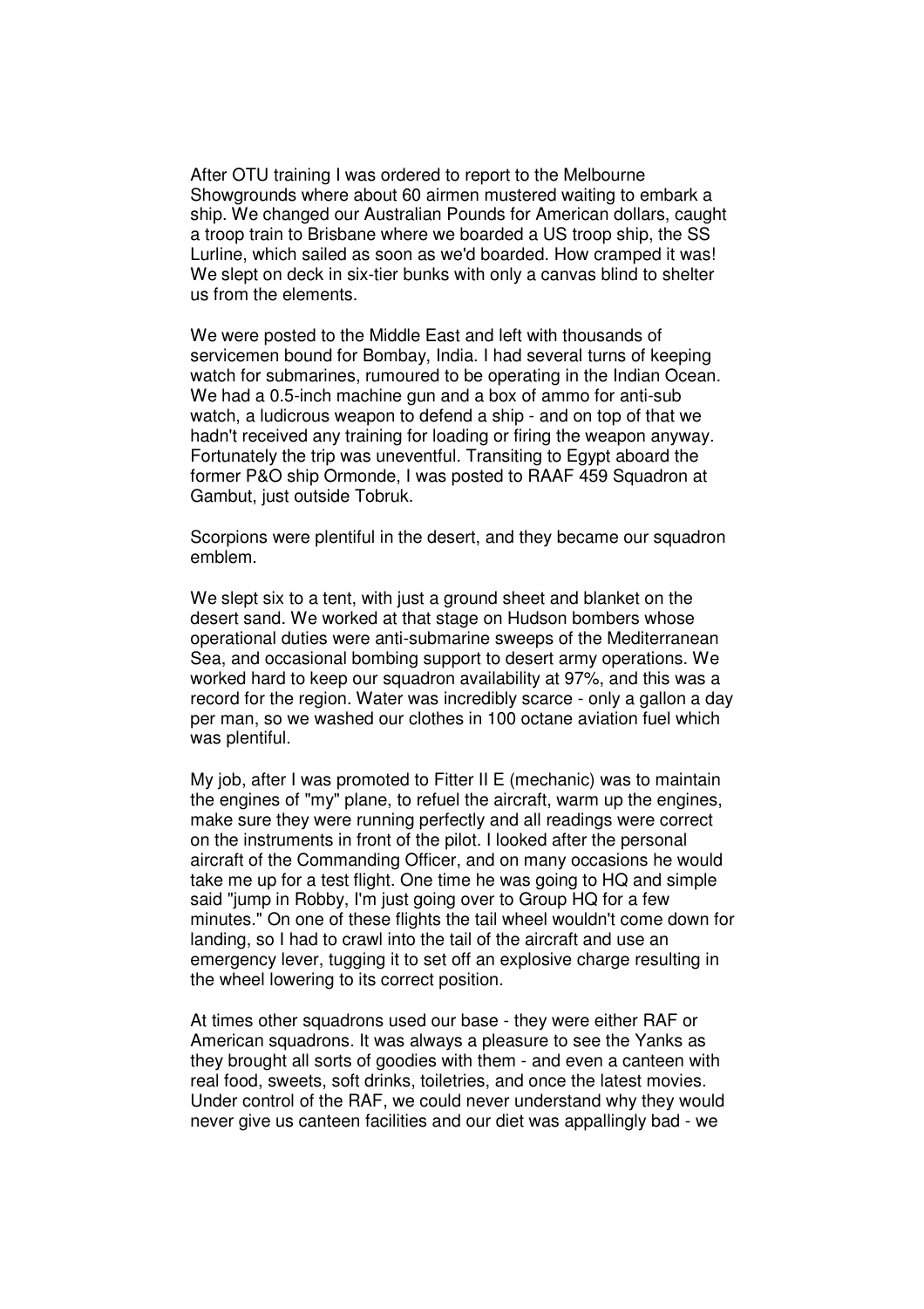After OTU training I was ordered to report to the Melbourne Showgrounds where about 60 airmen mustered waiting to embark a ship. We changed our Australian Pounds for American dollars, caught a troop train to Brisbane where we boarded a US troop ship, the SS Lurline, which sailed as soon as we'd boarded. How cramped it was! We slept on deck in six-tier bunks with only a canvas blind to shelter us from the elements.

We were posted to the Middle East and left with thousands of servicemen bound for Bombay, India. I had several turns of keeping watch for submarines, rumoured to be operating in the Indian Ocean. We had a 0.5-inch machine gun and a box of ammo for anti-sub watch, a ludicrous weapon to defend a ship - and on top of that we hadn't received any training for loading or firing the weapon anyway. Fortunately the trip was uneventful. Transiting to Egypt aboard the former P&O ship Ormonde, I was posted to RAAF 459 Squadron at Gambut, just outside Tobruk.

Scorpions were plentiful in the desert, and they became our squadron emblem.

We slept six to a tent, with just a ground sheet and blanket on the desert sand. We worked at that stage on Hudson bombers whose operational duties were anti-submarine sweeps of the Mediterranean Sea, and occasional bombing support to desert army operations. We worked hard to keep our squadron availability at 97%, and this was a record for the region. Water was incredibly scarce - only a gallon a day per man, so we washed our clothes in 100 octane aviation fuel which was plentiful.

My job, after I was promoted to Fitter II E (mechanic) was to maintain the engines of "my" plane, to refuel the aircraft, warm up the engines, make sure they were running perfectly and all readings were correct on the instruments in front of the pilot. I looked after the personal aircraft of the Commanding Officer, and on many occasions he would take me up for a test flight. One time he was going to HQ and simple said "jump in Robby, I'm just going over to Group HQ for a few minutes." On one of these flights the tail wheel wouldn't come down for landing, so I had to crawl into the tail of the aircraft and use an emergency lever, tugging it to set off an explosive charge resulting in the wheel lowering to its correct position.

At times other squadrons used our base - they were either RAF or American squadrons. It was always a pleasure to see the Yanks as they brought all sorts of goodies with them - and even a canteen with real food, sweets, soft drinks, toiletries, and once the latest movies. Under control of the RAF, we could never understand why they would never give us canteen facilities and our diet was appallingly bad - we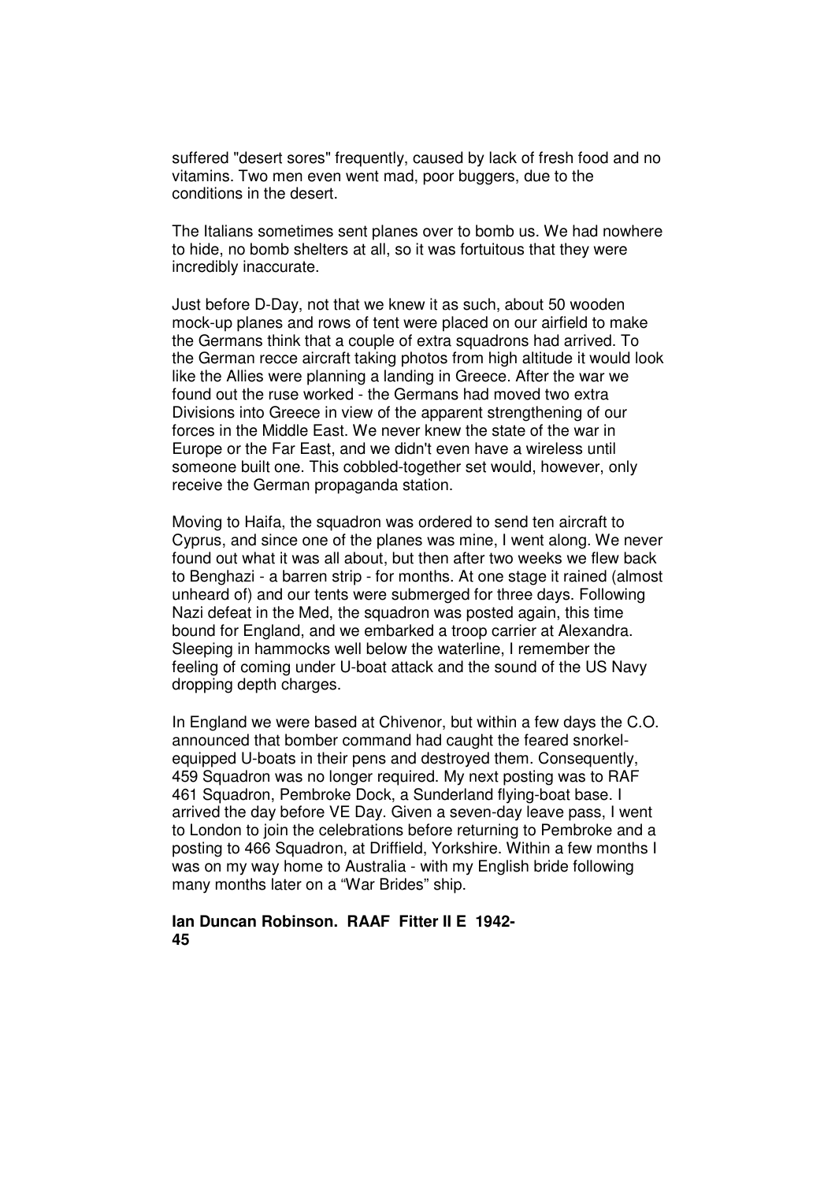suffered "desert sores" frequently, caused by lack of fresh food and no vitamins. Two men even went mad, poor buggers, due to the conditions in the desert.

The Italians sometimes sent planes over to bomb us. We had nowhere to hide, no bomb shelters at all, so it was fortuitous that they were incredibly inaccurate.

Just before D-Day, not that we knew it as such, about 50 wooden mock-up planes and rows of tent were placed on our airfield to make the Germans think that a couple of extra squadrons had arrived. To the German recce aircraft taking photos from high altitude it would look like the Allies were planning a landing in Greece. After the war we found out the ruse worked - the Germans had moved two extra Divisions into Greece in view of the apparent strengthening of our forces in the Middle East. We never knew the state of the war in Europe or the Far East, and we didn't even have a wireless until someone built one. This cobbled-together set would, however, only receive the German propaganda station.

Moving to Haifa, the squadron was ordered to send ten aircraft to Cyprus, and since one of the planes was mine, I went along. We never found out what it was all about, but then after two weeks we flew back to Benghazi - a barren strip - for months. At one stage it rained (almost unheard of) and our tents were submerged for three days. Following Nazi defeat in the Med, the squadron was posted again, this time bound for England, and we embarked a troop carrier at Alexandra. Sleeping in hammocks well below the waterline, I remember the feeling of coming under U-boat attack and the sound of the US Navy dropping depth charges.

In England we were based at Chivenor, but within a few days the C.O. announced that bomber command had caught the feared snorkel-equipped U-boats in their pens and destroyed them. Consequently, 459 Squadron was no longer required. My next posting was to RAF 461 Squadron, Pembroke Dock, a Sunderland flying-boat base. I arrived the day before VE Day. Given a seven-day leave pass, I went to London to join the celebrations before returning to Pembroke and a posting to 466 Squadron, at Driffield, Yorkshire. Within a few months I was on my way home to Australia - with my English bride following many months later on a "War Brides" ship.

**Ian Duncan Robinson. RAAF Fitter II E 1942-45**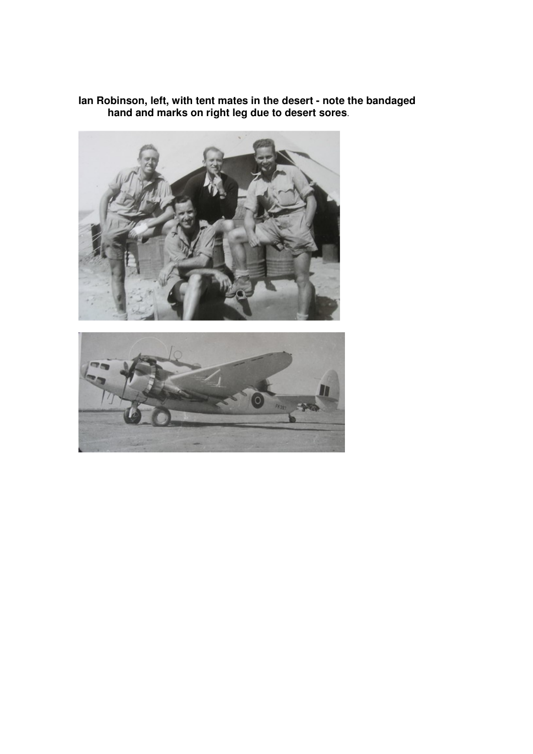**Ian Robinson, left, with tent mates in the desert - note the bandaged hand and marks on right leg due to desert sores**.